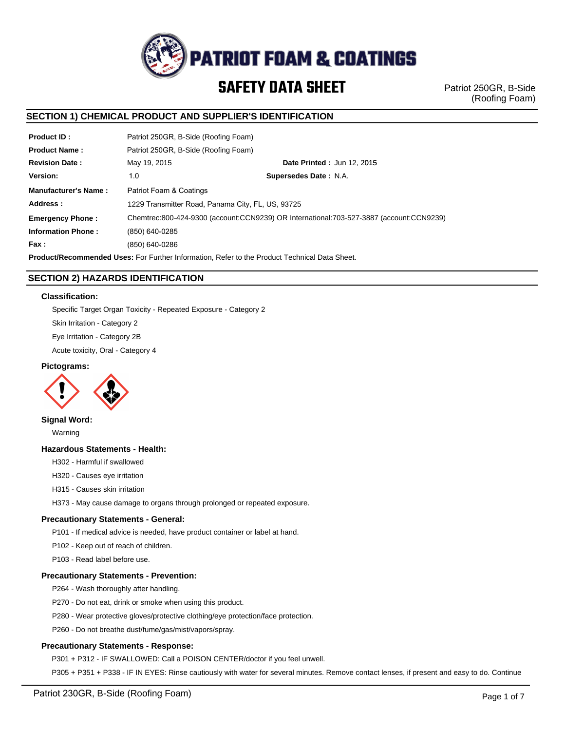# SAFETY DATA SHEET

Patriot 250GR, B-Side (Roofing Foam)

## SECTION 1) CHEMICAL PRODUCT AND SUPPLIER'S IDENTIFICATION

**Product ID :** Patriot 250GR, B-Side (Roofing Foam)

**Product Name :** Patriot 250GR, B-Side (Roofing Foam)

**Revision Date :** May 19, 2015 **Date Printed :** Jun 12, 2015

**Version:** 1.0 **Supersedes Date :** N.A.

**Manufacturer's Name :** Patriot Foam & Coatings

**Address :** 1229 Transmitter Road, Panama City, FL, US, 93725

**Emergency Phone :** Chemtrec:800-424-9300 (account:CCN9239) OR International:703-527-3887 (account:CCN9239)

**Information Phone :** (850) 640-0285

**Fax :** (850) 640-0286

**Product/Recommended Uses:** For Further Information, Refer to the Product Technical Data Sheet.

## SECTION 2) HAZARDS IDENTIFICATION

### Classification:

Specific Target Organ Toxicity - Repeated Exposure - Category 2

Skin Irritation - Category 2

Eye Irritation - Category 2B

Acute toxicity, Oral - Category 4

### Pictograms:

### Signal Word:

Warning

### Hazardous Statements - Health:

H302 - Harmful if swallowed

H320 - Causes eye irritation

H315 - Causes skin irritation

H373 - May cause damage to organs through prolonged or repeated exposure.

### Precautionary Statements - General:

P101 - If medical advice is needed, have product container or label at hand.

P102 - Keep out of reach of children.

P103 - Read label before use.

### Precautionary Statements - Prevention:

P264 - Wash thoroughly after handling.

P270 - Do not eat, drink or smoke when using this product.

P280 - Wear protective gloves/protective clothing/eye protection/face protection.

P260 - Do not breathe dust/fume/gas/mist/vapors/spray.

### Precautionary Statements - Response:

P301 + P312 - IF SWALLOWED: Call a POISON CENTER/doctor if you feel unwell.

P305 + P351 + P338 - IF IN EYES: Rinse cautiously with water for several minutes. Remove contact lenses, if present and easy to do. Continue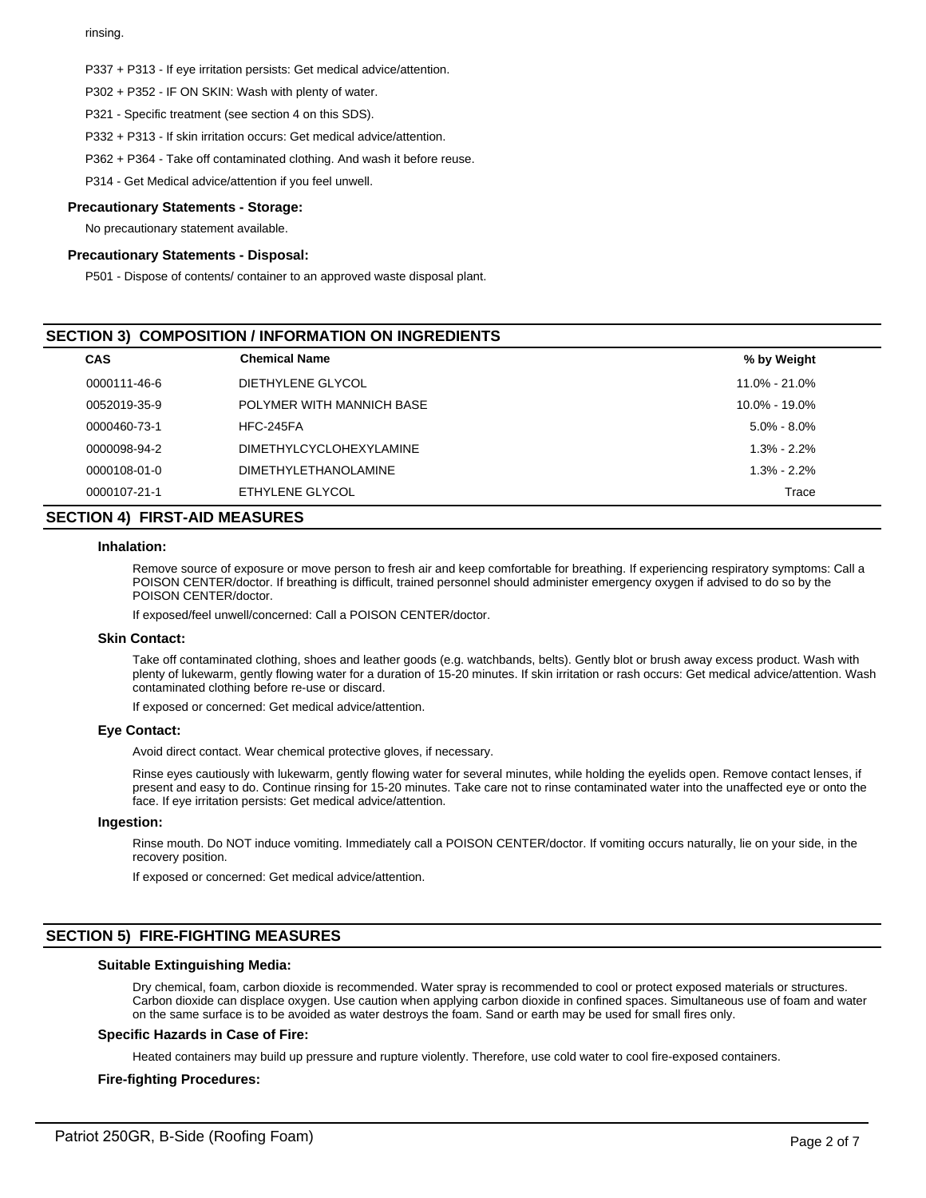rinsing.

P337 + P313 - If eye irritation persists: Get medical advice/attention.

P302 + P352 - IF ON SKIN: Wash with plenty of water.

P321 - Specific treatment (see section 4 on this SDS).

P332 + P313 - If skin irritation occurs: Get medical advice/attention.

P362 + P364 - Take off contaminated clothing. And wash it before reuse.

P314 - Get Medical advice/attention if you feel unwell.

### Precautionary Statements - Storage:

No precautionary statement available.

### Precautionary Statements - Disposal:

P501 - Dispose of contents/ container to an approved waste disposal plant.

## SECTION 3) COMPOSITION / INFORMATION ON INGREDIENTS

| CAS | Chemical Name | % by Weight |
|---|---|---|
| 0000111-46-6 | DIETHYLENE GLYCOL | 11.0% - 21.0% |
| 0052019-35-9 | POLYMER WITH MANNICH BASE | 10.0% - 19.0% |
| 0000460-73-1 | HFC-245FA | 5.0% - 8.0% |
| 0000098-94-2 | DIMETHYLCYCLOHEXYLAMINE | 1.3% - 2.2% |
| 0000108-01-0 | DIMETHYLETHANOLAMINE | 1.3% - 2.2% |
| 0000107-21-1 | ETHYLENE GLYCOL | Trace |

## SECTION 4) FIRST-AID MEASURES

### Inhalation:

Remove source of exposure or move person to fresh air and keep comfortable for breathing. If experiencing respiratory symptoms: Call a POISON CENTER/doctor. If breathing is difficult, trained personnel should administer emergency oxygen if advised to do so by the POISON CENTER/doctor.

If exposed/feel unwell/concerned: Call a POISON CENTER/doctor.

### Skin Contact:

Take off contaminated clothing, shoes and leather goods (e.g. watchbands, belts). Gently blot or brush away excess product. Wash with plenty of lukewarm, gently flowing water for a duration of 15-20 minutes. If skin irritation or rash occurs: Get medical advice/attention. Wash contaminated clothing before re-use or discard.

If exposed or concerned: Get medical advice/attention.

### Eye Contact:

Avoid direct contact. Wear chemical protective gloves, if necessary.

Rinse eyes cautiously with lukewarm, gently flowing water for several minutes, while holding the eyelids open. Remove contact lenses, if present and easy to do. Continue rinsing for 15-20 minutes. Take care not to rinse contaminated water into the unaffected eye or onto the face. If eye irritation persists: Get medical advice/attention.

### Ingestion:

Rinse mouth. Do NOT induce vomiting. Immediately call a POISON CENTER/doctor. If vomiting occurs naturally, lie on your side, in the recovery position.

If exposed or concerned: Get medical advice/attention.

## SECTION 5) FIRE-FIGHTING MEASURES

### Suitable Extinguishing Media:

Dry chemical, foam, carbon dioxide is recommended. Water spray is recommended to cool or protect exposed materials or structures. Carbon dioxide can displace oxygen. Use caution when applying carbon dioxide in confined spaces. Simultaneous use of foam and water on the same surface is to be avoided as water destroys the foam. Sand or earth may be used for small fires only.

### Specific Hazards in Case of Fire:

Heated containers may build up pressure and rupture violently. Therefore, use cold water to cool fire-exposed containers.

### Fire-fighting Procedures: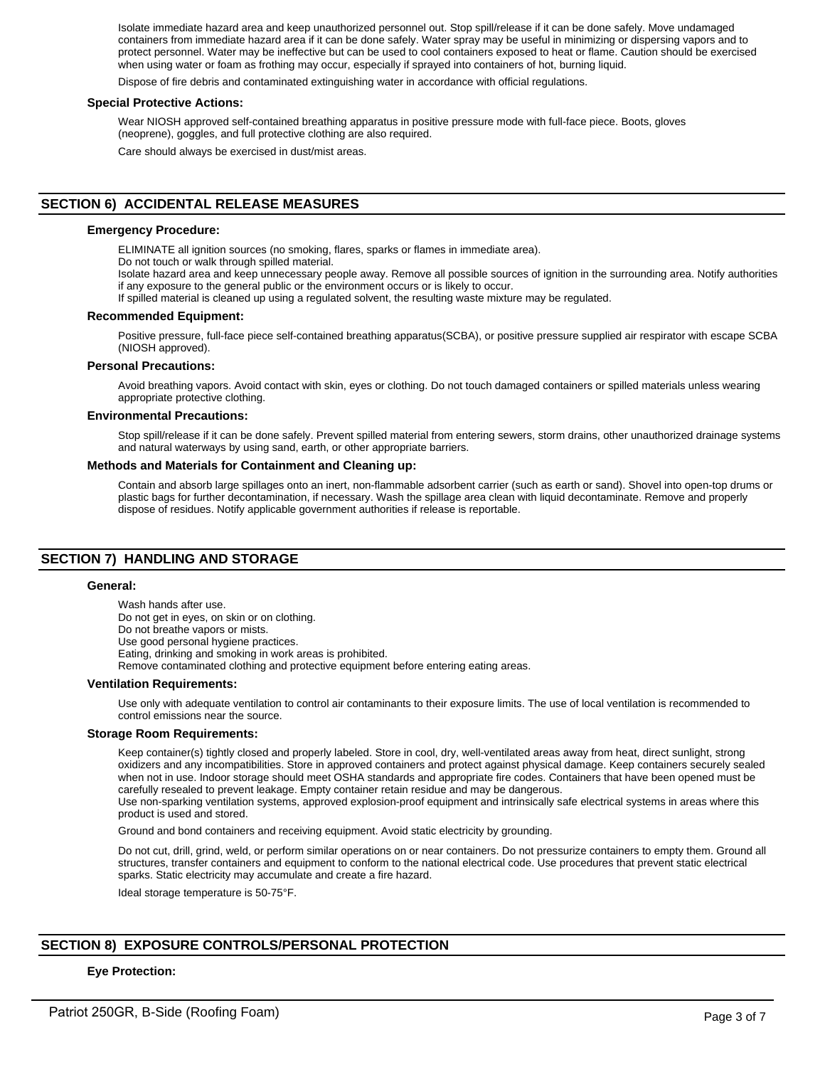Isolate immediate hazard area and keep unauthorized personnel out. Stop spill/release if it can be done safely. Move undamaged containers from immediate hazard area if it can be done safely. Water spray may be useful in minimizing or dispersing vapors and to protect personnel. Water may be ineffective but can be used to cool containers exposed to heat or flame. Caution should be exercised when using water or foam as frothing may occur, especially if sprayed into containers of hot, burning liquid.

Dispose of fire debris and contaminated extinguishing water in accordance with official regulations.

### Special Protective Actions:

Wear NIOSH approved self-contained breathing apparatus in positive pressure mode with full-face piece. Boots, gloves (neoprene), goggles, and full protective clothing are also required.

Care should always be exercised in dust/mist areas.

## SECTION 6) ACCIDENTAL RELEASE MEASURES

### Emergency Procedure:

ELIMINATE all ignition sources (no smoking, flares, sparks or flames in immediate area).
Do not touch or walk through spilled material.
Isolate hazard area and keep unnecessary people away. Remove all possible sources of ignition in the surrounding area. Notify authorities if any exposure to the general public or the environment occurs or is likely to occur.
If spilled material is cleaned up using a regulated solvent, the resulting waste mixture may be regulated.

### Recommended Equipment:

Positive pressure, full-face piece self-contained breathing apparatus(SCBA), or positive pressure supplied air respirator with escape SCBA (NIOSH approved).

### Personal Precautions:

Avoid breathing vapors. Avoid contact with skin, eyes or clothing. Do not touch damaged containers or spilled materials unless wearing appropriate protective clothing.

### Environmental Precautions:

Stop spill/release if it can be done safely. Prevent spilled material from entering sewers, storm drains, other unauthorized drainage systems and natural waterways by using sand, earth, or other appropriate barriers.

### Methods and Materials for Containment and Cleaning up:

Contain and absorb large spillages onto an inert, non-flammable adsorbent carrier (such as earth or sand). Shovel into open-top drums or plastic bags for further decontamination, if necessary. Wash the spillage area clean with liquid decontaminate. Remove and properly dispose of residues. Notify applicable government authorities if release is reportable.

## SECTION 7) HANDLING AND STORAGE

### General:

Wash hands after use.
Do not get in eyes, on skin or on clothing.
Do not breathe vapors or mists.
Use good personal hygiene practices.
Eating, drinking and smoking in work areas is prohibited.
Remove contaminated clothing and protective equipment before entering eating areas.

### Ventilation Requirements:

Use only with adequate ventilation to control air contaminants to their exposure limits. The use of local ventilation is recommended to control emissions near the source.

### Storage Room Requirements:

Keep container(s) tightly closed and properly labeled. Store in cool, dry, well-ventilated areas away from heat, direct sunlight, strong oxidizers and any incompatibilities. Store in approved containers and protect against physical damage. Keep containers securely sealed when not in use. Indoor storage should meet OSHA standards and appropriate fire codes. Containers that have been opened must be carefully resealed to prevent leakage. Empty container retain residue and may be dangerous.
Use non-sparking ventilation systems, approved explosion-proof equipment and intrinsically safe electrical systems in areas where this product is used and stored.

Ground and bond containers and receiving equipment. Avoid static electricity by grounding.

Do not cut, drill, grind, weld, or perform similar operations on or near containers. Do not pressurize containers to empty them. Ground all structures, transfer containers and equipment to conform to the national electrical code. Use procedures that prevent static electrical sparks. Static electricity may accumulate and create a fire hazard.

Ideal storage temperature is 50-75°F.

## SECTION 8) EXPOSURE CONTROLS/PERSONAL PROTECTION

### Eye Protection: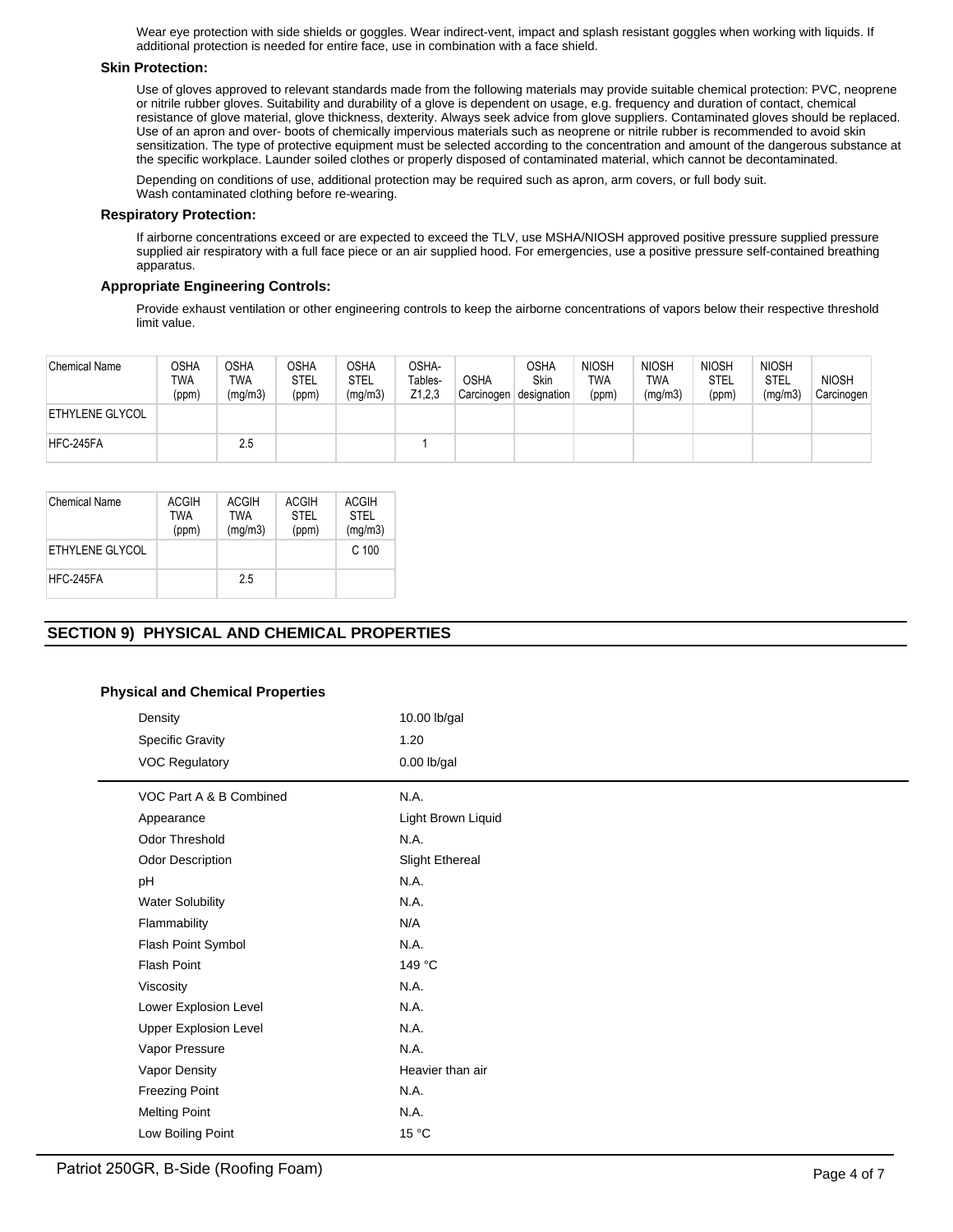Wear eye protection with side shields or goggles. Wear indirect-vent, impact and splash resistant goggles when working with liquids. If additional protection is needed for entire face, use in combination with a face shield.

### Skin Protection:

Use of gloves approved to relevant standards made from the following materials may provide suitable chemical protection: PVC, neoprene or nitrile rubber gloves. Suitability and durability of a glove is dependent on usage, e.g. frequency and duration of contact, chemical resistance of glove material, glove thickness, dexterity. Always seek advice from glove suppliers. Contaminated gloves should be replaced. Use of an apron and over- boots of chemically impervious materials such as neoprene or nitrile rubber is recommended to avoid skin sensitization. The type of protective equipment must be selected according to the concentration and amount of the dangerous substance at the specific workplace. Launder soiled clothes or properly disposed of contaminated material, which cannot be decontaminated.

Depending on conditions of use, additional protection may be required such as apron, arm covers, or full body suit.
Wash contaminated clothing before re-wearing.

### Respiratory Protection:

If airborne concentrations exceed or are expected to exceed the TLV, use MSHA/NIOSH approved positive pressure supplied pressure supplied air respiratory with a full face piece or an air supplied hood. For emergencies, use a positive pressure self-contained breathing apparatus.

### Appropriate Engineering Controls:

Provide exhaust ventilation or other engineering controls to keep the airborne concentrations of vapors below their respective threshold limit value.

| Chemical Name | OSHA TWA (ppm) | OSHA TWA (mg/m3) | OSHA STEL (ppm) | OSHA STEL (mg/m3) | OSHA- Tables- Z1,2,3 | OSHA Carcinogen | OSHA Skin designation | NIOSH TWA (ppm) | NIOSH TWA (mg/m3) | NIOSH STEL (ppm) | NIOSH STEL (mg/m3) | NIOSH Carcinogen |
|---|---|---|---|---|---|---|---|---|---|---|---|---|
| ETHYLENE GLYCOL | | | | | | | | | | | | |
| HFC-245FA | | 2.5 | | | 1 | | | | | | | |

| Chemical Name | ACGIH TWA (ppm) | ACGIH TWA (mg/m3) | ACGIH STEL (ppm) | ACGIH STEL (mg/m3) |
|---|---|---|---|---|
| ETHYLENE GLYCOL | | | | C 100 |
| HFC-245FA | | 2.5 | | |

## SECTION 9) PHYSICAL AND CHEMICAL PROPERTIES

### Physical and Chemical Properties

| | |
|---|---|
| Density | 10.00 lb/gal |
| Specific Gravity | 1.20 |
| VOC Regulatory | 0.00 lb/gal |
| VOC Part A & B Combined | N.A. |
| Appearance | Light Brown Liquid |
| Odor Threshold | N.A. |
| Odor Description | Slight Ethereal |
| pH | N.A. |
| Water Solubility | N.A. |
| Flammability | N/A |
| Flash Point Symbol | N.A. |
| Flash Point | 149 °C |
| Viscosity | N.A. |
| Lower Explosion Level | N.A. |
| Upper Explosion Level | N.A. |
| Vapor Pressure | N.A. |
| Vapor Density | Heavier than air |
| Freezing Point | N.A. |
| Melting Point | N.A. |
| Low Boiling Point | 15 °C |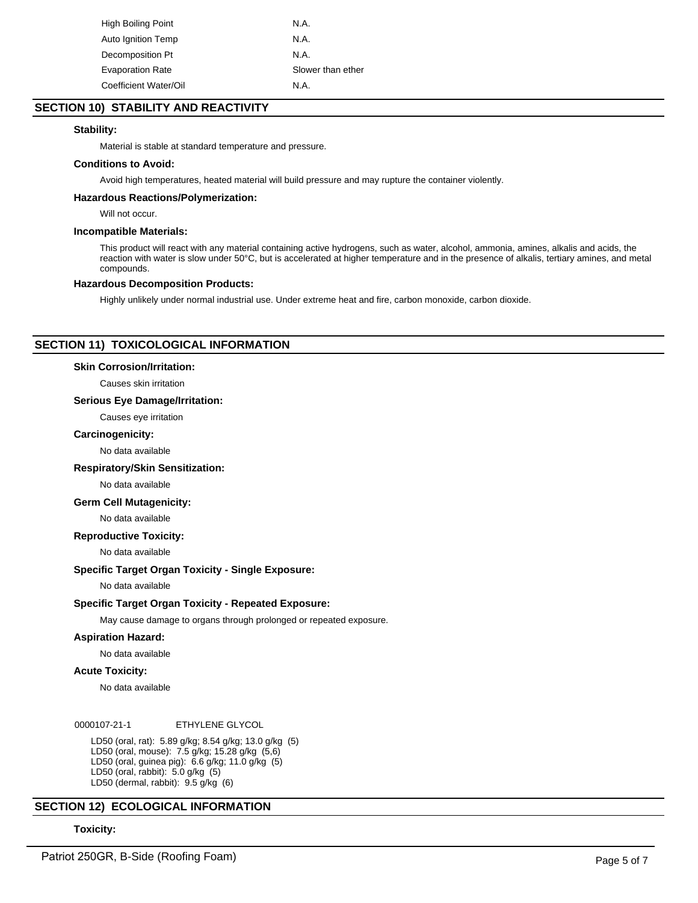| | |
|---|---|
| High Boiling Point | N.A. |
| Auto Ignition Temp | N.A. |
| Decomposition Pt | N.A. |
| Evaporation Rate | Slower than ether |
| Coefficient Water/Oil | N.A. |

## SECTION 10) STABILITY AND REACTIVITY

**Stability:**

Material is stable at standard temperature and pressure.

**Conditions to Avoid:**

Avoid high temperatures, heated material will build pressure and may rupture the container violently.

**Hazardous Reactions/Polymerization:**

Will not occur.

**Incompatible Materials:**

This product will react with any material containing active hydrogens, such as water, alcohol, ammonia, amines, alkalis and acids, the reaction with water is slow under 50°C, but is accelerated at higher temperature and in the presence of alkalis, tertiary amines, and metal compounds.

**Hazardous Decomposition Products:**

Highly unlikely under normal industrial use. Under extreme heat and fire, carbon monoxide, carbon dioxide.

## SECTION 11) TOXICOLOGICAL INFORMATION

**Skin Corrosion/Irritation:**

Causes skin irritation

**Serious Eye Damage/Irritation:**

Causes eye irritation

**Carcinogenicity:**

No data available

**Respiratory/Skin Sensitization:**

No data available

**Germ Cell Mutagenicity:**

No data available

**Reproductive Toxicity:**

No data available

**Specific Target Organ Toxicity - Single Exposure:**

No data available

**Specific Target Organ Toxicity - Repeated Exposure:**

May cause damage to organs through prolonged or repeated exposure.

**Aspiration Hazard:**

No data available

**Acute Toxicity:**

No data available

0000107-21-1 ETHYLENE GLYCOL

LD50 (oral, rat): 5.89 g/kg; 8.54 g/kg; 13.0 g/kg (5)
LD50 (oral, mouse): 7.5 g/kg; 15.28 g/kg (5,6)
LD50 (oral, guinea pig): 6.6 g/kg; 11.0 g/kg (5)
LD50 (oral, rabbit): 5.0 g/kg (5)
LD50 (dermal, rabbit): 9.5 g/kg (6)

## SECTION 12) ECOLOGICAL INFORMATION

**Toxicity:**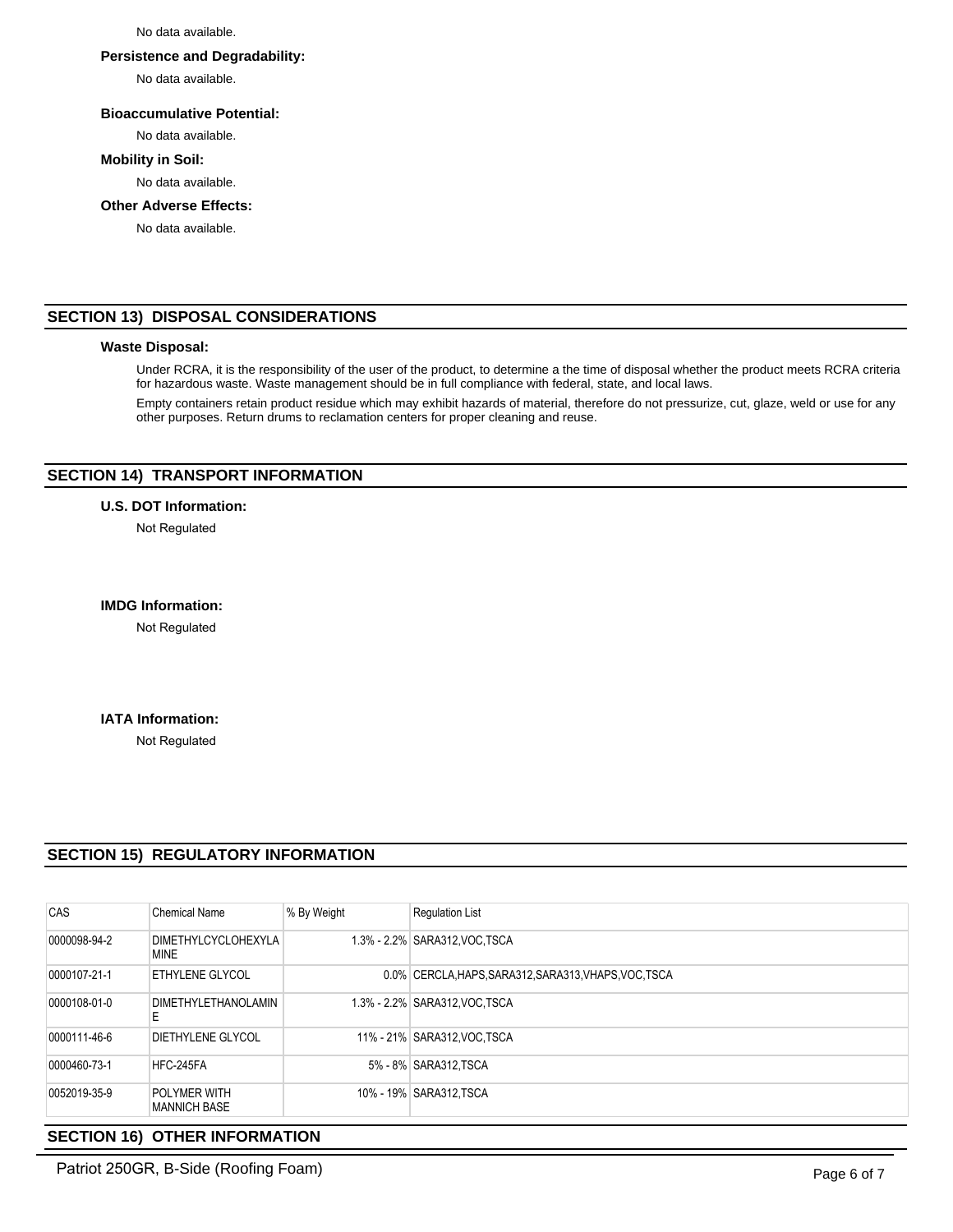No data available.

**Persistence and Degradability:**

No data available.

**Bioaccumulative Potential:**

No data available.

**Mobility in Soil:**

No data available.

**Other Adverse Effects:**

No data available.

## SECTION 13) DISPOSAL CONSIDERATIONS

**Waste Disposal:**

Under RCRA, it is the responsibility of the user of the product, to determine a the time of disposal whether the product meets RCRA criteria for hazardous waste. Waste management should be in full compliance with federal, state, and local laws.

Empty containers retain product residue which may exhibit hazards of material, therefore do not pressurize, cut, glaze, weld or use for any other purposes. Return drums to reclamation centers for proper cleaning and reuse.

## SECTION 14) TRANSPORT INFORMATION

**U.S. DOT Information:**

Not Regulated

**IMDG Information:**

Not Regulated

**IATA Information:**

Not Regulated

## SECTION 15) REGULATORY INFORMATION

| CAS | Chemical Name | % By Weight | Regulation List |
|---|---|---|---|
| 0000098-94-2 | DIMETHYLCYCLOHEXYLAMINE | 1.3% - 2.2% | SARA312,VOC,TSCA |
| 0000107-21-1 | ETHYLENE GLYCOL | 0.0% | CERCLA,HAPS,SARA312,SARA313,VHAPS,VOC,TSCA |
| 0000108-01-0 | DIMETHYLETHANOLAMINE | 1.3% - 2.2% | SARA312,VOC,TSCA |
| 0000111-46-6 | DIETHYLENE GLYCOL | 11% - 21% | SARA312,VOC,TSCA |
| 0000460-73-1 | HFC-245FA | 5% - 8% | SARA312,TSCA |
| 0052019-35-9 | POLYMER WITH MANNICH BASE | 10% - 19% | SARA312,TSCA |

## SECTION 16) OTHER INFORMATION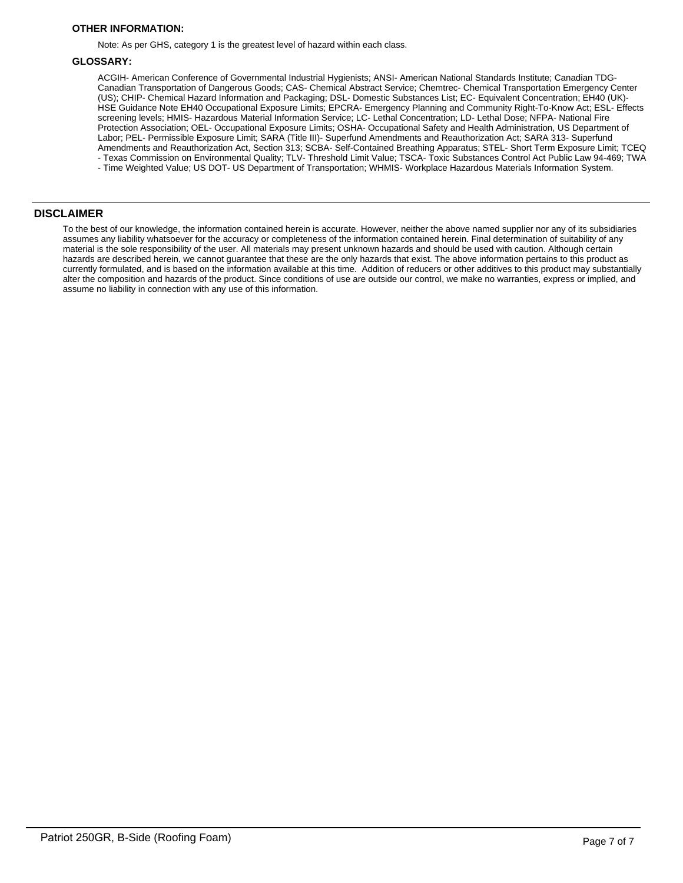### OTHER INFORMATION:

Note: As per GHS, category 1 is the greatest level of hazard within each class.

### GLOSSARY:

ACGIH- American Conference of Governmental Industrial Hygienists; ANSI- American National Standards Institute; Canadian TDG- Canadian Transportation of Dangerous Goods; CAS- Chemical Abstract Service; Chemtrec- Chemical Transportation Emergency Center (US); CHIP- Chemical Hazard Information and Packaging; DSL- Domestic Substances List; EC- Equivalent Concentration; EH40 (UK)- HSE Guidance Note EH40 Occupational Exposure Limits; EPCRA- Emergency Planning and Community Right-To-Know Act; ESL- Effects screening levels; HMIS- Hazardous Material Information Service; LC- Lethal Concentration; LD- Lethal Dose; NFPA- National Fire Protection Association; OEL- Occupational Exposure Limits; OSHA- Occupational Safety and Health Administration, US Department of Labor; PEL- Permissible Exposure Limit; SARA (Title III)- Superfund Amendments and Reauthorization Act; SARA 313- Superfund Amendments and Reauthorization Act, Section 313; SCBA- Self-Contained Breathing Apparatus; STEL- Short Term Exposure Limit; TCEQ - Texas Commission on Environmental Quality; TLV- Threshold Limit Value; TSCA- Toxic Substances Control Act Public Law 94-469; TWA - Time Weighted Value; US DOT- US Department of Transportation; WHMIS- Workplace Hazardous Materials Information System.

## DISCLAIMER

To the best of our knowledge, the information contained herein is accurate. However, neither the above named supplier nor any of its subsidiaries assumes any liability whatsoever for the accuracy or completeness of the information contained herein. Final determination of suitability of any material is the sole responsibility of the user. All materials may present unknown hazards and should be used with caution. Although certain hazards are described herein, we cannot guarantee that these are the only hazards that exist. The above information pertains to this product as currently formulated, and is based on the information available at this time. Addition of reducers or other additives to this product may substantially alter the composition and hazards of the product. Since conditions of use are outside our control, we make no warranties, express or implied, and assume no liability in connection with any use of this information.